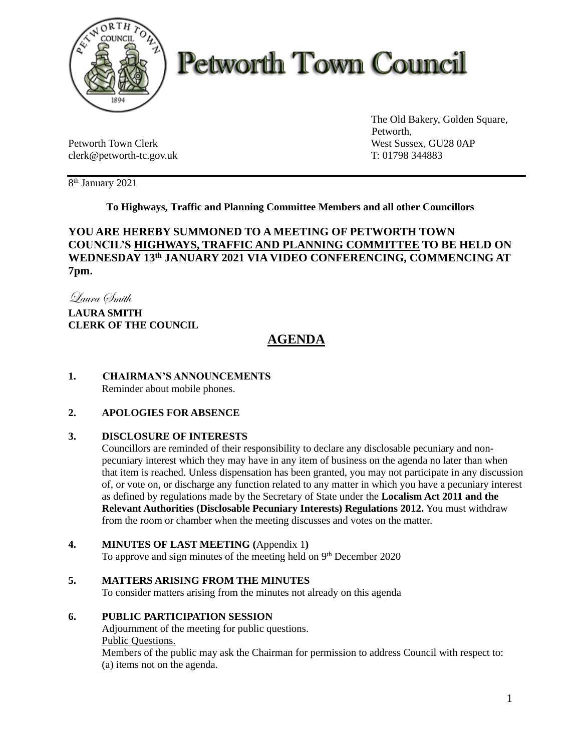# Petworth Town Council

The Old Bakery, Golden Square,
Petworth,
West Sussex, GU28 0AP
T: 01798 344883

Petworth Town Clerk
clerk@petworth-tc.gov.uk

8th January 2021

**To Highways, Traffic and Planning Committee Members and all other Councillors**

**YOU ARE HEREBY SUMMONED TO A MEETING OF PETWORTH TOWN COUNCIL'S HIGHWAYS, TRAFFIC AND PLANNING COMMITTEE TO BE HELD ON WEDNESDAY 13th JANUARY 2021 VIA VIDEO CONFERENCING, COMMENCING AT 7pm.**

*Laura Smith*

**LAURA SMITH**
**CLERK OF THE COUNCIL**

## AGENDA

**1. CHAIRMAN'S ANNOUNCEMENTS**
Reminder about mobile phones.

**2. APOLOGIES FOR ABSENCE**

**3. DISCLOSURE OF INTERESTS**
Councillors are reminded of their responsibility to declare any disclosable pecuniary and non-pecuniary interest which they may have in any item of business on the agenda no later than when that item is reached. Unless dispensation has been granted, you may not participate in any discussion of, or vote on, or discharge any function related to any matter in which you have a pecuniary interest as defined by regulations made by the Secretary of State under the **Localism Act 2011 and the Relevant Authorities (Disclosable Pecuniary Interests) Regulations 2012.** You must withdraw from the room or chamber when the meeting discusses and votes on the matter.

**4. MINUTES OF LAST MEETING (**Appendix 1**)**
To approve and sign minutes of the meeting held on 9th December 2020

**5. MATTERS ARISING FROM THE MINUTES**
To consider matters arising from the minutes not already on this agenda

**6. PUBLIC PARTICIPATION SESSION**
Adjournment of the meeting for public questions.
Public Questions.
Members of the public may ask the Chairman for permission to address Council with respect to:
(a) items not on the agenda.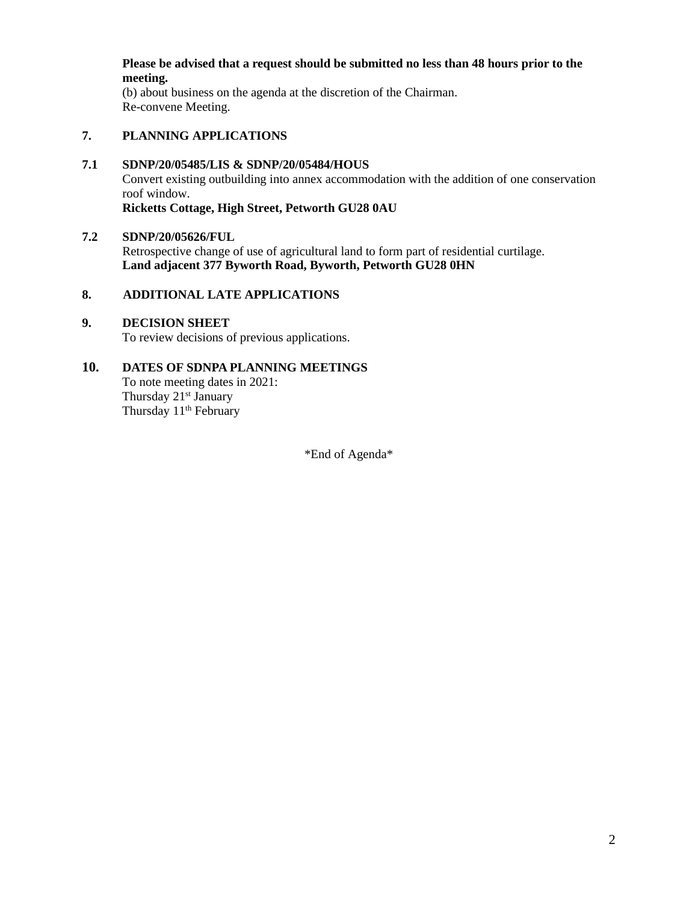**Please be advised that a request should be submitted no less than 48 hours prior to the meeting.**
(b) about business on the agenda at the discretion of the Chairman.
Re-convene Meeting.

## 7. PLANNING APPLICATIONS

**7.1 SDNP/20/05485/LIS & SDNP/20/05484/HOUS**
Convert existing outbuilding into annex accommodation with the addition of one conservation roof window.
**Ricketts Cottage, High Street, Petworth GU28 0AU**

**7.2 SDNP/20/05626/FUL**
Retrospective change of use of agricultural land to form part of residential curtilage.
**Land adjacent 377 Byworth Road, Byworth, Petworth GU28 0HN**

## 8. ADDITIONAL LATE APPLICATIONS

## 9. DECISION SHEET

To review decisions of previous applications.

## 10. DATES OF SDNPA PLANNING MEETINGS

To note meeting dates in 2021:
Thursday 21st January
Thursday 11th February

*End of Agenda*